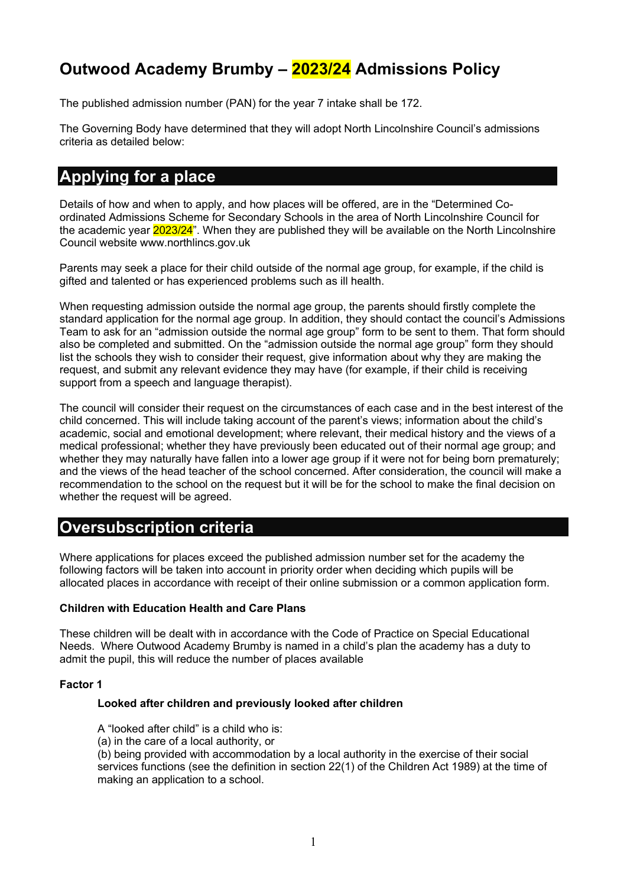# Outwood Academy Brumby – 2023/24 Admissions Policy

The published admission number (PAN) for the year 7 intake shall be 172.

The Governing Body have determined that they will adopt North Lincolnshire Council's admissions criteria as detailed below:

## Applying for a place

Details of how and when to apply, and how places will be offered, are in the "Determined Co-ordinated Admissions Scheme for Secondary Schools in the area of North Lincolnshire Council for the academic year 2023/24". When they are published they will be available on the North Lincolnshire Council website www.northlincs.gov.uk

Parents may seek a place for their child outside of the normal age group, for example, if the child is gifted and talented or has experienced problems such as ill health.

When requesting admission outside the normal age group, the parents should firstly complete the standard application for the normal age group. In addition, they should contact the council's Admissions Team to ask for an "admission outside the normal age group" form to be sent to them. That form should also be completed and submitted. On the "admission outside the normal age group" form they should list the schools they wish to consider their request, give information about why they are making the request, and submit any relevant evidence they may have (for example, if their child is receiving support from a speech and language therapist).

The council will consider their request on the circumstances of each case and in the best interest of the child concerned. This will include taking account of the parent's views; information about the child's academic, social and emotional development; where relevant, their medical history and the views of a medical professional; whether they have previously been educated out of their normal age group; and whether they may naturally have fallen into a lower age group if it were not for being born prematurely; and the views of the head teacher of the school concerned. After consideration, the council will make a recommendation to the school on the request but it will be for the school to make the final decision on whether the request will be agreed.

## Oversubscription criteria

Where applications for places exceed the published admission number set for the academy the following factors will be taken into account in priority order when deciding which pupils will be allocated places in accordance with receipt of their online submission or a common application form.

**Children with Education Health and Care Plans**

These children will be dealt with in accordance with the Code of Practice on Special Educational Needs. Where Outwood Academy Brumby is named in a child's plan the academy has a duty to admit the pupil, this will reduce the number of places available

**Factor 1**

**Looked after children and previously looked after children**

A "looked after child" is a child who is:
(a) in the care of a local authority, or
(b) being provided with accommodation by a local authority in the exercise of their social services functions (see the definition in section 22(1) of the Children Act 1989) at the time of making an application to a school.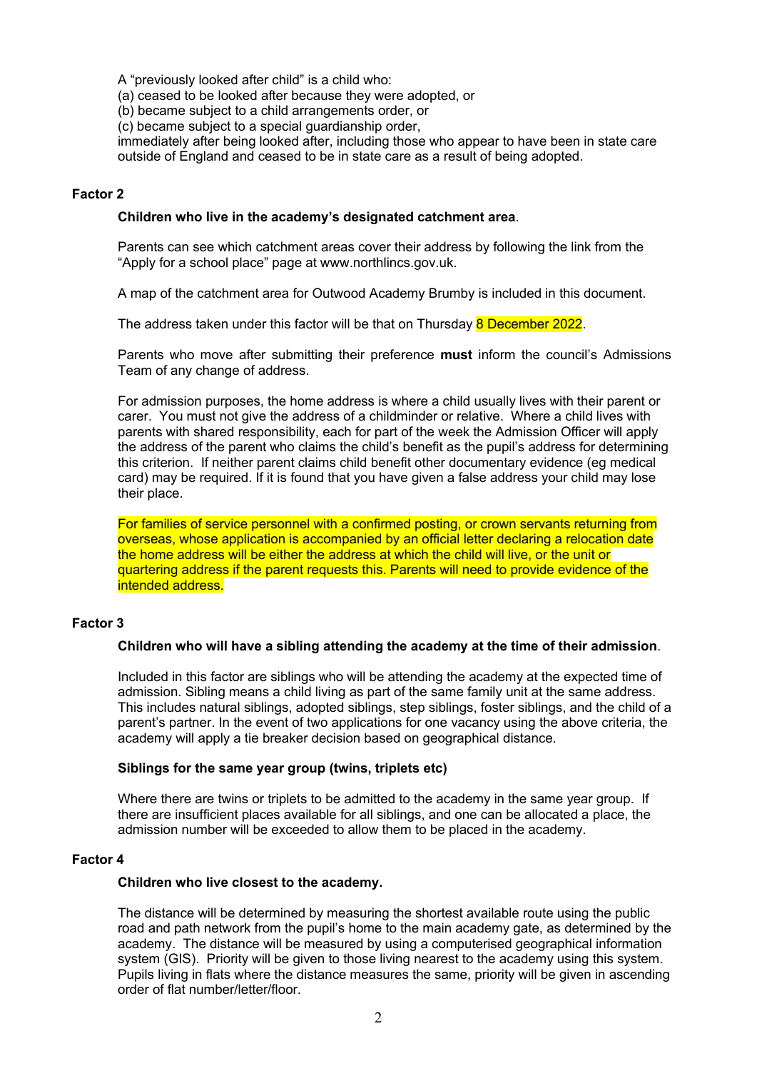A "previously looked after child" is a child who:
(a) ceased to be looked after because they were adopted, or
(b) became subject to a child arrangements order, or
(c) became subject to a special guardianship order,
immediately after being looked after, including those who appear to have been in state care outside of England and ceased to be in state care as a result of being adopted.

## Factor 2

**Children who live in the academy's designated catchment area**.

Parents can see which catchment areas cover their address by following the link from the "Apply for a school place" page at www.northlincs.gov.uk.

A map of the catchment area for Outwood Academy Brumby is included in this document.

The address taken under this factor will be that on Thursday 8 December 2022.

Parents who move after submitting their preference **must** inform the council's Admissions Team of any change of address.

For admission purposes, the home address is where a child usually lives with their parent or carer. You must not give the address of a childminder or relative. Where a child lives with parents with shared responsibility, each for part of the week the Admission Officer will apply the address of the parent who claims the child's benefit as the pupil's address for determining this criterion. If neither parent claims child benefit other documentary evidence (eg medical card) may be required. If it is found that you have given a false address your child may lose their place.

For families of service personnel with a confirmed posting, or crown servants returning from overseas, whose application is accompanied by an official letter declaring a relocation date the home address will be either the address at which the child will live, or the unit or quartering address if the parent requests this. Parents will need to provide evidence of the intended address.

## Factor 3

**Children who will have a sibling attending the academy at the time of their admission**.

Included in this factor are siblings who will be attending the academy at the expected time of admission. Sibling means a child living as part of the same family unit at the same address. This includes natural siblings, adopted siblings, step siblings, foster siblings, and the child of a parent's partner. In the event of two applications for one vacancy using the above criteria, the academy will apply a tie breaker decision based on geographical distance.

**Siblings for the same year group (twins, triplets etc)**

Where there are twins or triplets to be admitted to the academy in the same year group. If there are insufficient places available for all siblings, and one can be allocated a place, the admission number will be exceeded to allow them to be placed in the academy.

## Factor 4

**Children who live closest to the academy.**

The distance will be determined by measuring the shortest available route using the public road and path network from the pupil's home to the main academy gate, as determined by the academy. The distance will be measured by using a computerised geographical information system (GIS). Priority will be given to those living nearest to the academy using this system. Pupils living in flats where the distance measures the same, priority will be given in ascending order of flat number/letter/floor.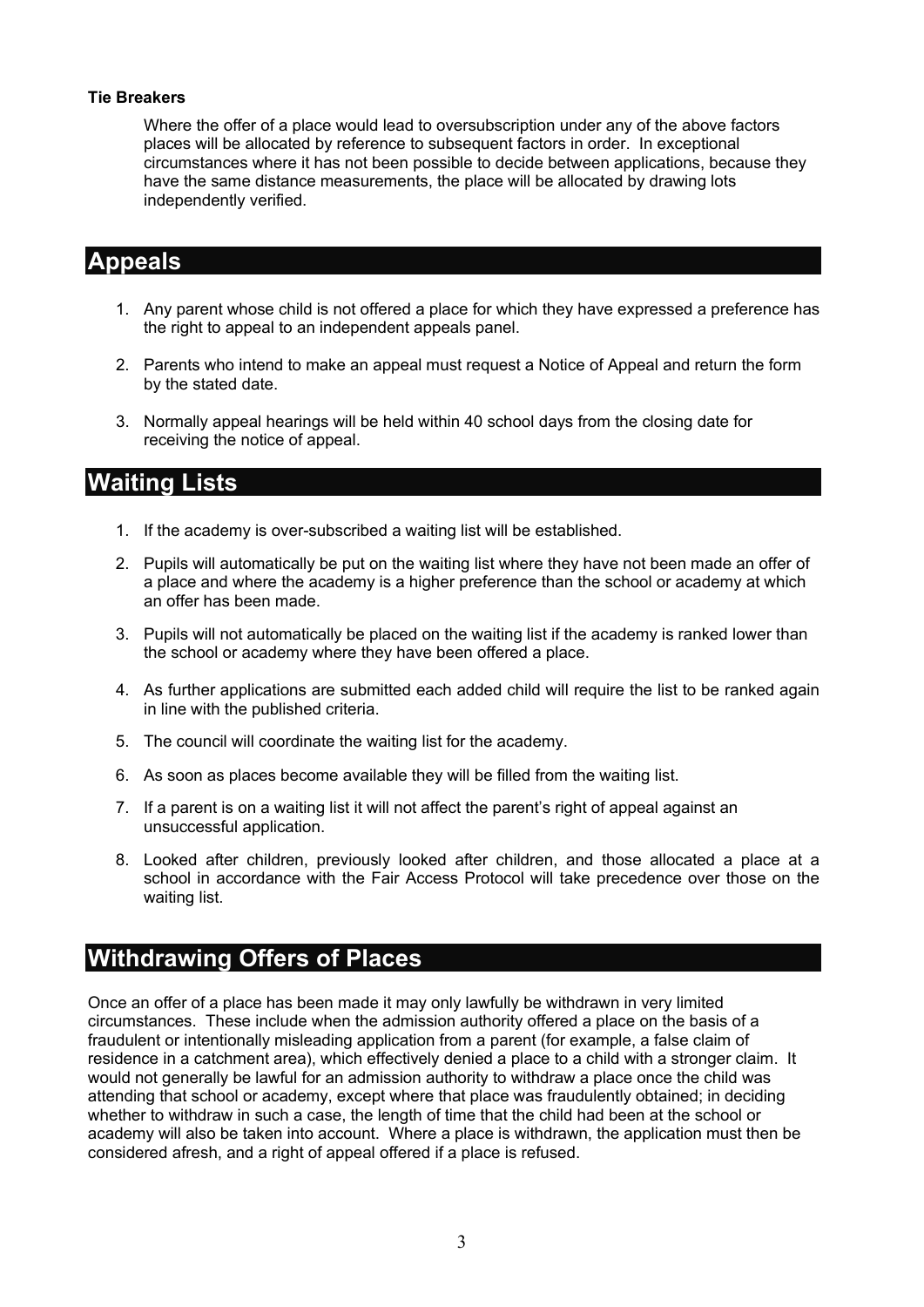**Tie Breakers**

Where the offer of a place would lead to oversubscription under any of the above factors places will be allocated by reference to subsequent factors in order. In exceptional circumstances where it has not been possible to decide between applications, because they have the same distance measurements, the place will be allocated by drawing lots independently verified.

## Appeals

1. Any parent whose child is not offered a place for which they have expressed a preference has the right to appeal to an independent appeals panel.
2. Parents who intend to make an appeal must request a Notice of Appeal and return the form by the stated date.
3. Normally appeal hearings will be held within 40 school days from the closing date for receiving the notice of appeal.

## Waiting Lists

1. If the academy is over-subscribed a waiting list will be established.
2. Pupils will automatically be put on the waiting list where they have not been made an offer of a place and where the academy is a higher preference than the school or academy at which an offer has been made.
3. Pupils will not automatically be placed on the waiting list if the academy is ranked lower than the school or academy where they have been offered a place.
4. As further applications are submitted each added child will require the list to be ranked again in line with the published criteria.
5. The council will coordinate the waiting list for the academy.
6. As soon as places become available they will be filled from the waiting list.
7. If a parent is on a waiting list it will not affect the parent's right of appeal against an unsuccessful application.
8. Looked after children, previously looked after children, and those allocated a place at a school in accordance with the Fair Access Protocol will take precedence over those on the waiting list.

## Withdrawing Offers of Places

Once an offer of a place has been made it may only lawfully be withdrawn in very limited circumstances. These include when the admission authority offered a place on the basis of a fraudulent or intentionally misleading application from a parent (for example, a false claim of residence in a catchment area), which effectively denied a place to a child with a stronger claim. It would not generally be lawful for an admission authority to withdraw a place once the child was attending that school or academy, except where that place was fraudulently obtained; in deciding whether to withdraw in such a case, the length of time that the child had been at the school or academy will also be taken into account. Where a place is withdrawn, the application must then be considered afresh, and a right of appeal offered if a place is refused.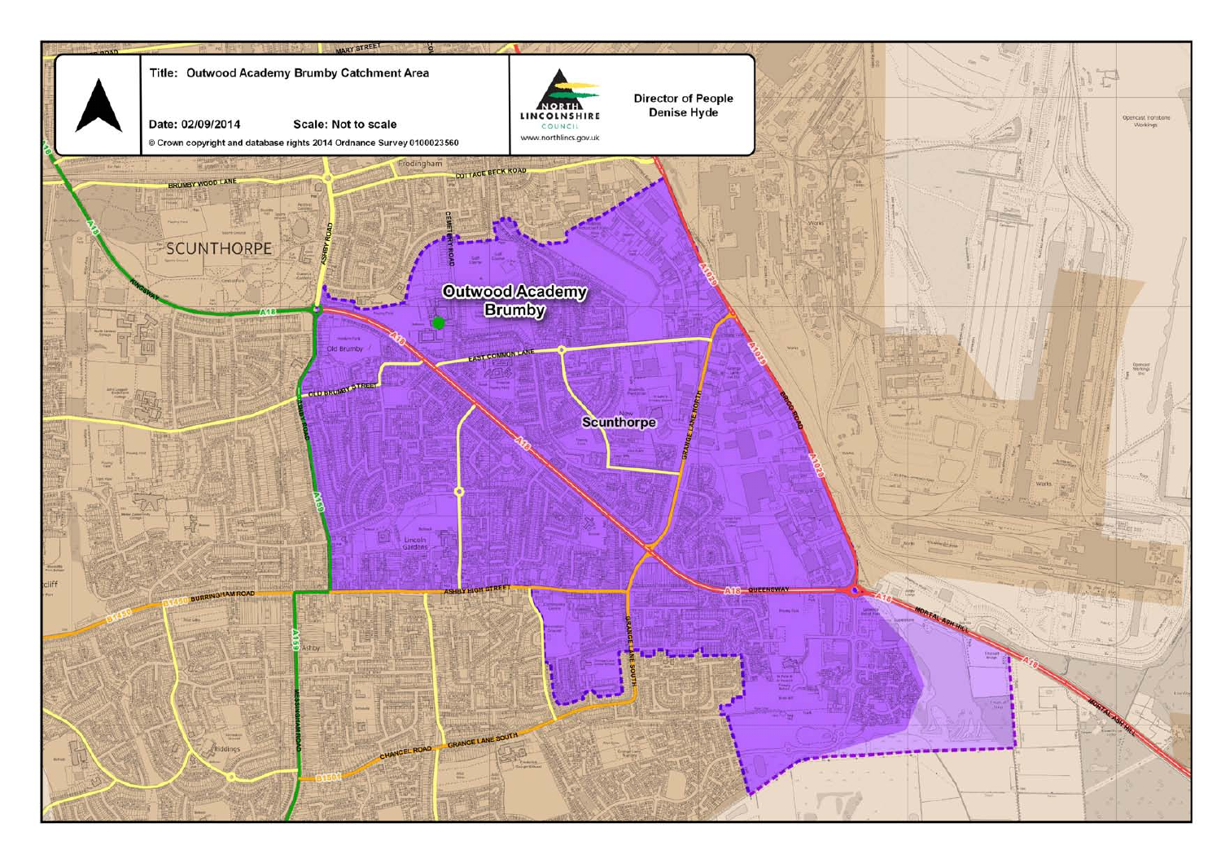Title: Outwood Academy Brumby Catchment Area

Date: 02/09/2014 Scale: Not to scale

© Crown copyright and database rights 2014 Ordnance Survey 0100023560

NORTH LINCOLNSHIRE COUNCIL

www.northlincs.gov.uk

Director of People
Denise Hyde

Outwood Academy Brumby

SCUNTHORPE

Scunthorpe

BRUMBY WOOD LANE

COTTAGE BECK ROAD

CEMETERY ROAD

ASHBY ROAD

KINGSWAY

A18

EAST COMMON LANE

OLD BRUMBY STREET

Old Brumby

GRANGE LANE NORTH

A1029

BRIGG ROAD

A159

ASHBY HIGH STREET

BURRINGHAM ROAD

B1450

A18 QUEENSWAY

MORTAL ASH HILL

GRANGE LANE SOUTH

CHANCEL ROAD

MESSINGHAM ROAD

B1501

Lincoln Gardens

Ashby

Riddings

Frodingham

MARY STREET